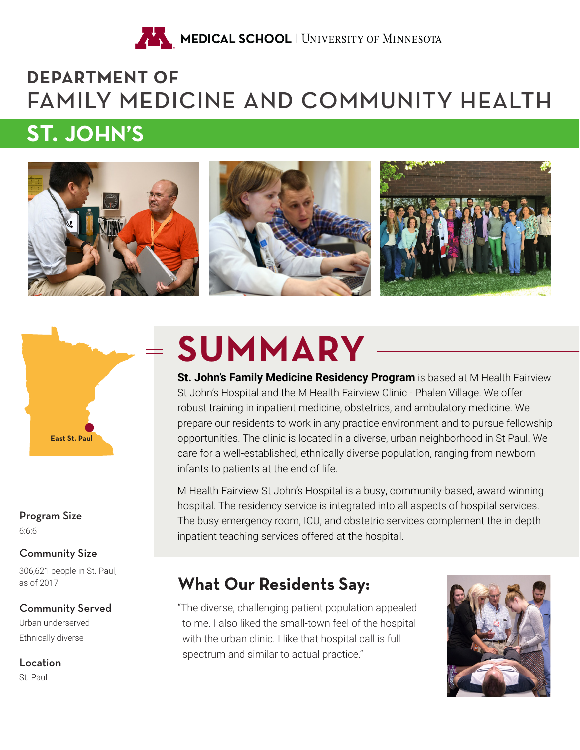MEDICAL SCHOOL | UNIVERSITY OF MINNESOTA

# DEPARTMENT OF FAMILY MEDICINE AND COMMUNITY HEALTH

## ST. JOHN'S

East St. Paul

**Program Size**
6:6:6

**Community Size**
306,621 people in St. Paul, as of 2017

**Community Served**
Urban underserved
Ethnically diverse

**Location**
St. Paul

## SUMMARY

**St. John's Family Medicine Residency Program** is based at M Health Fairview St John's Hospital and the M Health Fairview Clinic - Phalen Village. We offer robust training in inpatient medicine, obstetrics, and ambulatory medicine. We prepare our residents to work in any practice environment and to pursue fellowship opportunities. The clinic is located in a diverse, urban neighborhood in St Paul. We care for a well-established, ethnically diverse population, ranging from newborn infants to patients at the end of life.

M Health Fairview St John's Hospital is a busy, community-based, award-winning hospital. The residency service is integrated into all aspects of hospital services. The busy emergency room, ICU, and obstetric services complement the in-depth inpatient teaching services offered at the hospital.

### What Our Residents Say:

"The diverse, challenging patient population appealed to me. I also liked the small-town feel of the hospital with the urban clinic. I like that hospital call is full spectrum and similar to actual practice."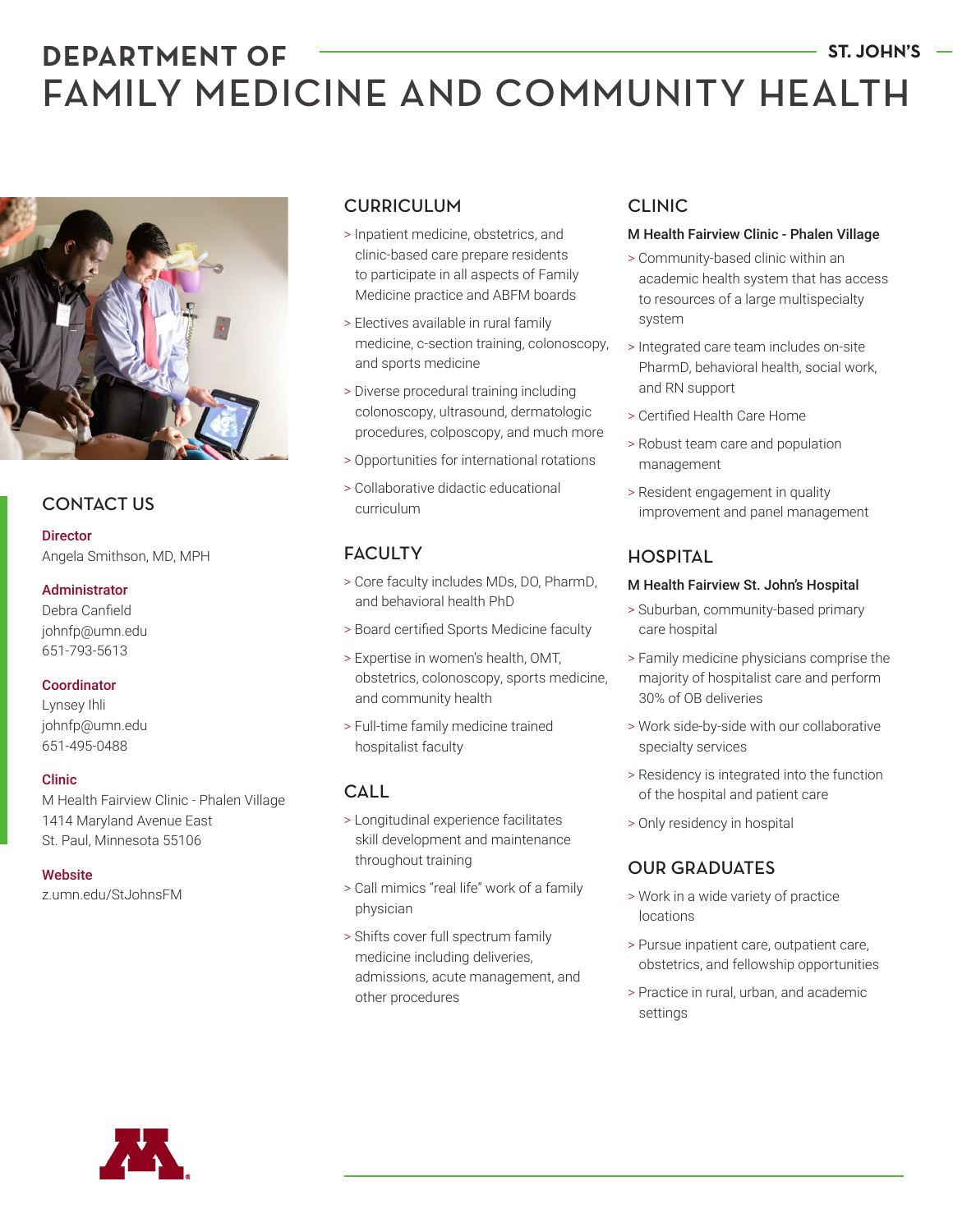# DEPARTMENT OF FAMILY MEDICINE AND COMMUNITY HEALTH

ST. JOHN'S

## CONTACT US

**Director**
Angela Smithson, MD, MPH

**Administrator**
Debra Canfield
johnfp@umn.edu
651-793-5613

**Coordinator**
Lynsey Ihli
johnfp@umn.edu
651-495-0488

**Clinic**
M Health Fairview Clinic - Phalen Village
1414 Maryland Avenue East
St. Paul, Minnesota 55106

**Website**
z.umn.edu/StJohnsFM

## CURRICULUM

> Inpatient medicine, obstetrics, and clinic-based care prepare residents to participate in all aspects of Family Medicine practice and ABFM boards

> Electives available in rural family medicine, c-section training, colonoscopy, and sports medicine

> Diverse procedural training including colonoscopy, ultrasound, dermatologic procedures, colposcopy, and much more

> Opportunities for international rotations

> Collaborative didactic educational curriculum

## FACULTY

> Core faculty includes MDs, DO, PharmD, and behavioral health PhD

> Board certified Sports Medicine faculty

> Expertise in women's health, OMT, obstetrics, colonoscopy, sports medicine, and community health

> Full-time family medicine trained hospitalist faculty

## CALL

> Longitudinal experience facilitates skill development and maintenance throughout training

> Call mimics "real life" work of a family physician

> Shifts cover full spectrum family medicine including deliveries, admissions, acute management, and other procedures

## CLINIC

**M Health Fairview Clinic - Phalen Village**

> Community-based clinic within an academic health system that has access to resources of a large multispecialty system

> Integrated care team includes on-site PharmD, behavioral health, social work, and RN support

> Certified Health Care Home

> Robust team care and population management

> Resident engagement in quality improvement and panel management

## HOSPITAL

**M Health Fairview St. John's Hospital**

> Suburban, community-based primary care hospital

> Family medicine physicians comprise the majority of hospitalist care and perform 30% of OB deliveries

> Work side-by-side with our collaborative specialty services

> Residency is integrated into the function of the hospital and patient care

> Only residency in hospital

## OUR GRADUATES

> Work in a wide variety of practice locations

> Pursue inpatient care, outpatient care, obstetrics, and fellowship opportunities

> Practice in rural, urban, and academic settings